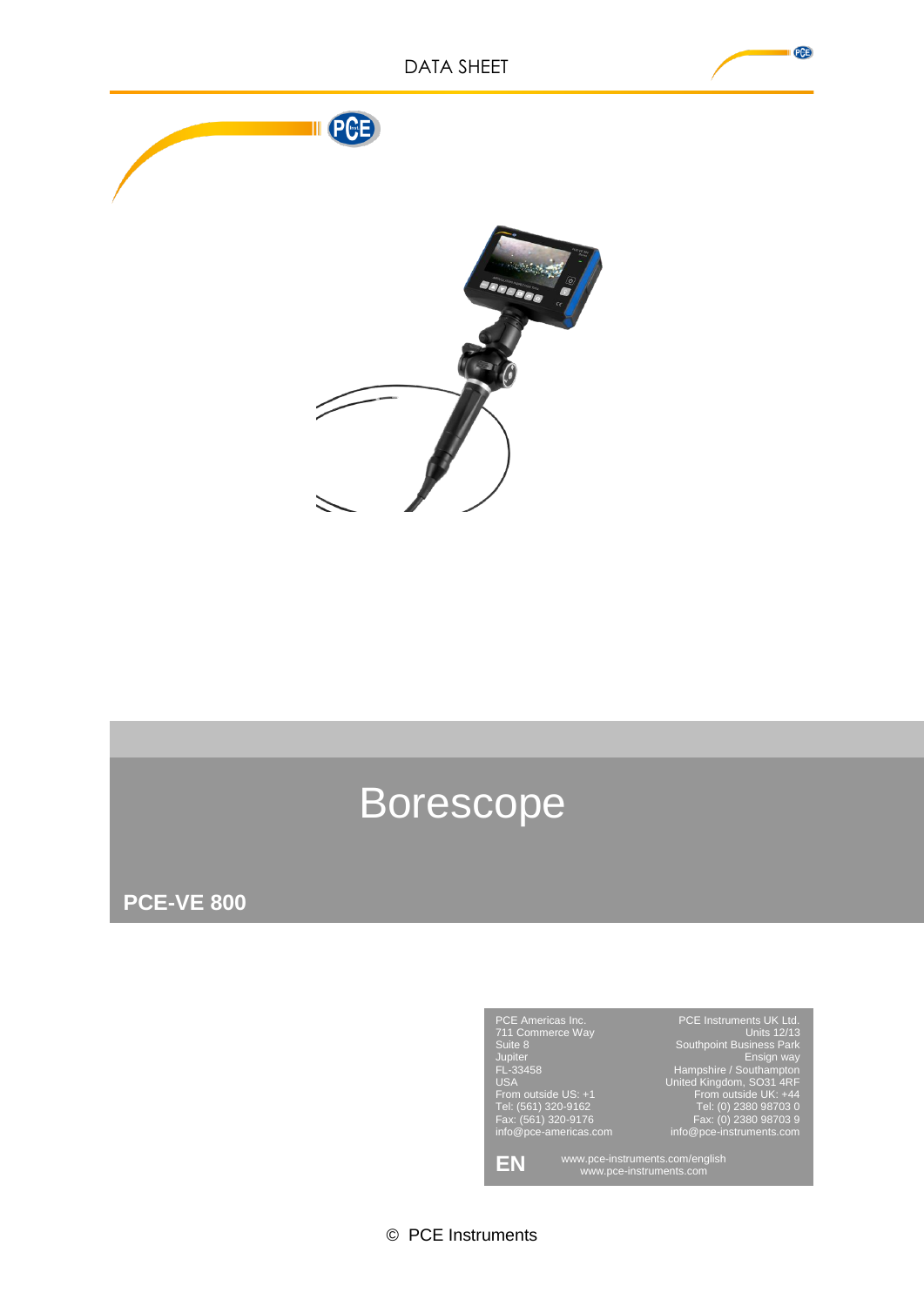# Borescope

**PCE-VE 800**

PCE Americas Inc.
711 Commerce Way
Suite 8
Jupiter
FL-33458
USA
From outside US: +1
Tel: (561) 320-9162
Fax: (561) 320-9176
info@pce-americas.com

PCE Instruments UK Ltd.
Units 12/13
Southpoint Business Park
Ensign way
Hampshire / Southampton
United Kingdom, SO31 4RF
From outside UK: +44
Tel: (0) 2380 98703 0
Fax: (0) 2380 98703 9
info@pce-instruments.com

**EN**

www.pce-instruments.com/english
www.pce-instruments.com

© PCE Instruments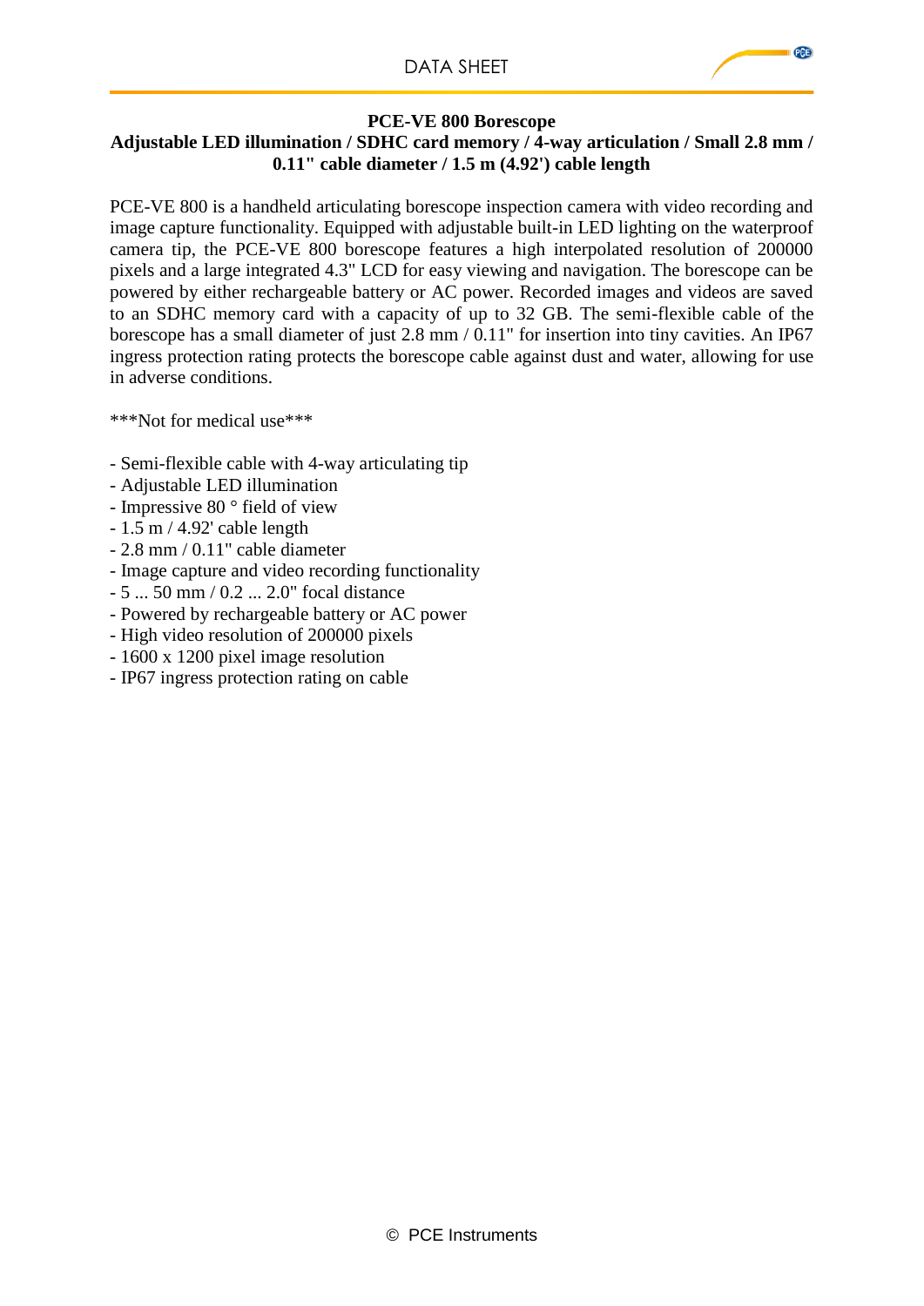**PCE-VE 800 Borescope**
**Adjustable LED illumination / SDHC card memory / 4-way articulation / Small 2.8 mm / 0.11" cable diameter / 1.5 m (4.92') cable length**

PCE-VE 800 is a handheld articulating borescope inspection camera with video recording and image capture functionality. Equipped with adjustable built-in LED lighting on the waterproof camera tip, the PCE-VE 800 borescope features a high interpolated resolution of 200000 pixels and a large integrated 4.3" LCD for easy viewing and navigation. The borescope can be powered by either rechargeable battery or AC power. Recorded images and videos are saved to an SDHC memory card with a capacity of up to 32 GB. The semi-flexible cable of the borescope has a small diameter of just 2.8 mm / 0.11" for insertion into tiny cavities. An IP67 ingress protection rating protects the borescope cable against dust and water, allowing for use in adverse conditions.

***Not for medical use***

- Semi-flexible cable with 4-way articulating tip
- Adjustable LED illumination
- Impressive 80 ° field of view
- 1.5 m / 4.92' cable length
- 2.8 mm / 0.11" cable diameter
- Image capture and video recording functionality
- 5 ... 50 mm / 0.2 ... 2.0" focal distance
- Powered by rechargeable battery or AC power
- High video resolution of 200000 pixels
- 1600 x 1200 pixel image resolution
- IP67 ingress protection rating on cable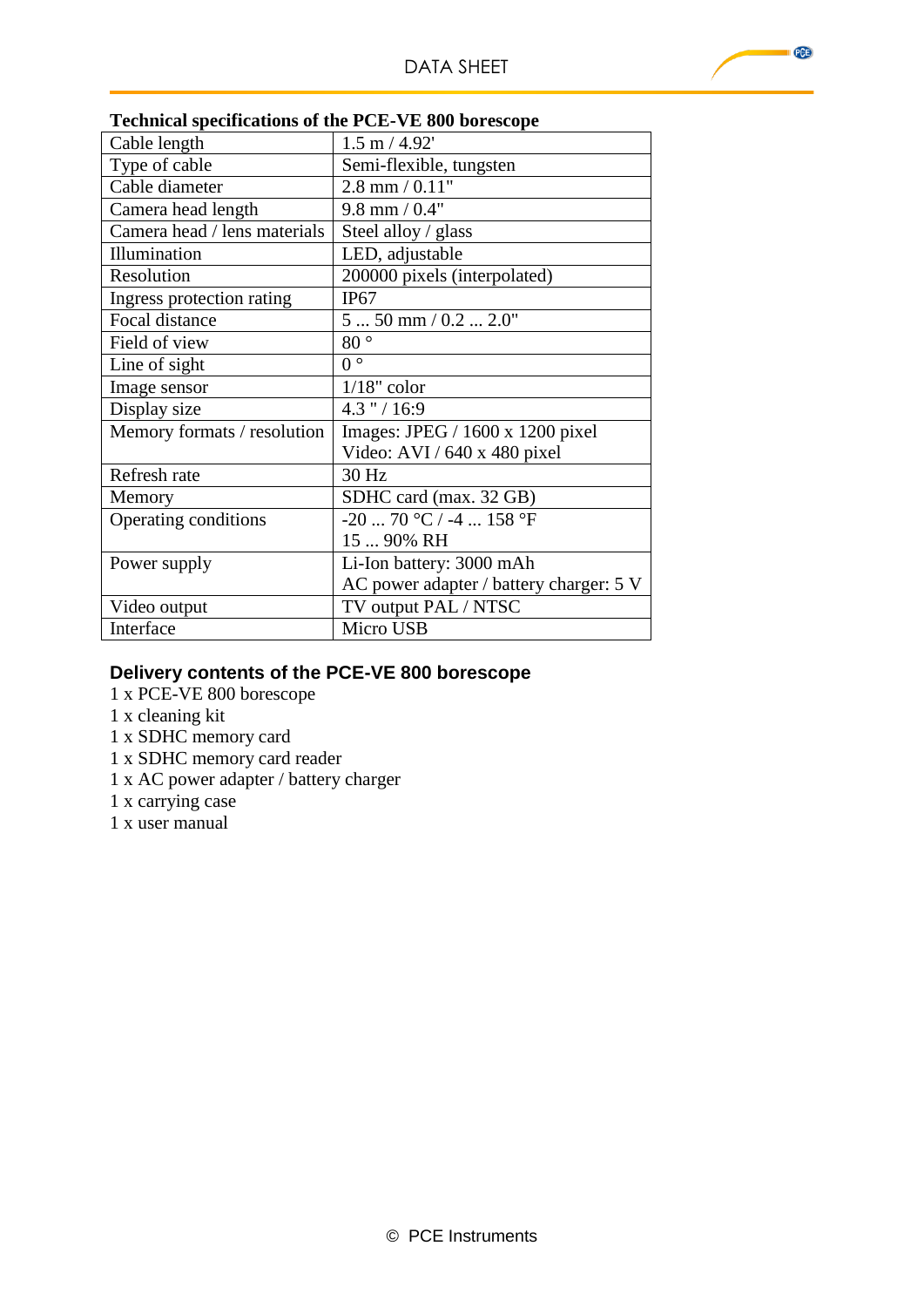## Technical specifications of the PCE-VE 800 borescope

| | |
|---|---|
| Cable length | 1.5 m / 4.92' |
| Type of cable | Semi-flexible, tungsten |
| Cable diameter | 2.8 mm / 0.11" |
| Camera head length | 9.8 mm / 0.4" |
| Camera head / lens materials | Steel alloy / glass |
| Illumination | LED, adjustable |
| Resolution | 200000 pixels (interpolated) |
| Ingress protection rating | IP67 |
| Focal distance | 5 ... 50 mm / 0.2 ... 2.0" |
| Field of view | 80 ° |
| Line of sight | 0 ° |
| Image sensor | 1/18" color |
| Display size | 4.3 " / 16:9 |
| Memory formats / resolution | Images: JPEG / 1600 x 1200 pixel<br>Video: AVI / 640 x 480 pixel |
| Refresh rate | 30 Hz |
| Memory | SDHC card (max. 32 GB) |
| Operating conditions | -20 ... 70 °C / -4 ... 158 °F<br>15 ... 90% RH |
| Power supply | Li-Ion battery: 3000 mAh<br>AC power adapter / battery charger: 5 V |
| Video output | TV output PAL / NTSC |
| Interface | Micro USB |

## Delivery contents of the PCE-VE 800 borescope

1 x PCE-VE 800 borescope
1 x cleaning kit
1 x SDHC memory card
1 x SDHC memory card reader
1 x AC power adapter / battery charger
1 x carrying case
1 x user manual